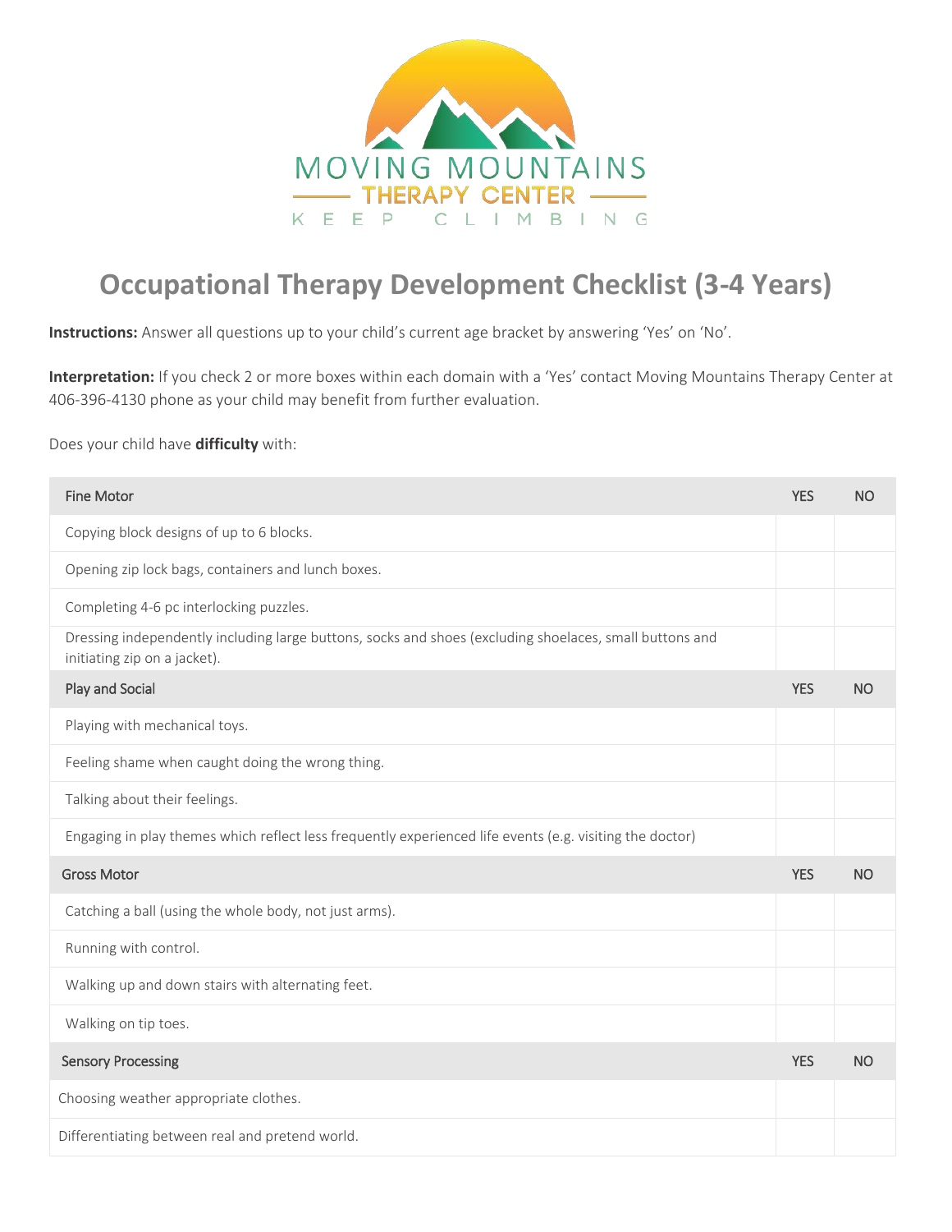MOVING MOUNTAINS

THERAPY CENTER

KEEP CLIMBING

# Occupational Therapy Development Checklist (3-4 Years)

**Instructions:** Answer all questions up to your child's current age bracket by answering 'Yes' on 'No'.

**Interpretation:** If you check 2 or more boxes within each domain with a 'Yes' contact Moving Mountains Therapy Center at 406-396-4130 phone as your child may benefit from further evaluation.

Does your child have **difficulty** with:

| Fine Motor | YES | NO |
|---|---|---|
| Copying block designs of up to 6 blocks. | | |
| Opening zip lock bags, containers and lunch boxes. | | |
| Completing 4-6 pc interlocking puzzles. | | |
| Dressing independently including large buttons, socks and shoes (excluding shoelaces, small buttons and initiating zip on a jacket). | | |
| **Play and Social** | **YES** | **NO** |
| Playing with mechanical toys. | | |
| Feeling shame when caught doing the wrong thing. | | |
| Talking about their feelings. | | |
| Engaging in play themes which reflect less frequently experienced life events (e.g. visiting the doctor) | | |
| **Gross Motor** | **YES** | **NO** |
| Catching a ball (using the whole body, not just arms). | | |
| Running with control. | | |
| Walking up and down stairs with alternating feet. | | |
| Walking on tip toes. | | |
| **Sensory Processing** | **YES** | **NO** |
| Choosing weather appropriate clothes. | | |
| Differentiating between real and pretend world. | | |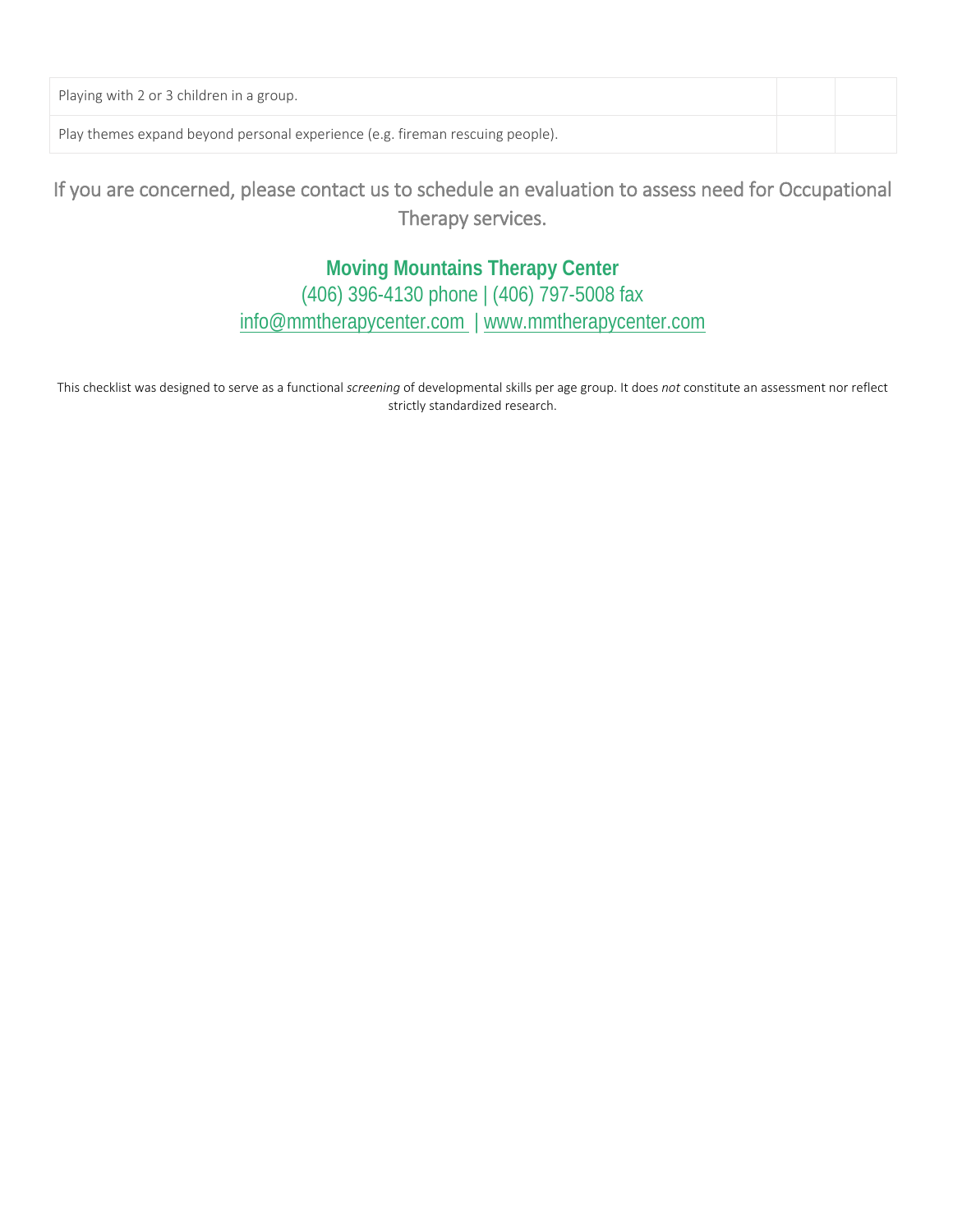| | | |
|---|---|---|
| Playing with 2 or 3 children in a group. | | |
| Play themes expand beyond personal experience (e.g. fireman rescuing people). | | |

If you are concerned, please contact us to schedule an evaluation to assess need for Occupational Therapy services.

**Moving Mountains Therapy Center**

(406) 396-4130 phone | (406) 797-5008 fax

info@mmtherapycenter.com | www.mmtherapycenter.com

This checklist was designed to serve as a functional *screening* of developmental skills per age group. It does *not* constitute an assessment nor reflect strictly standardized research.